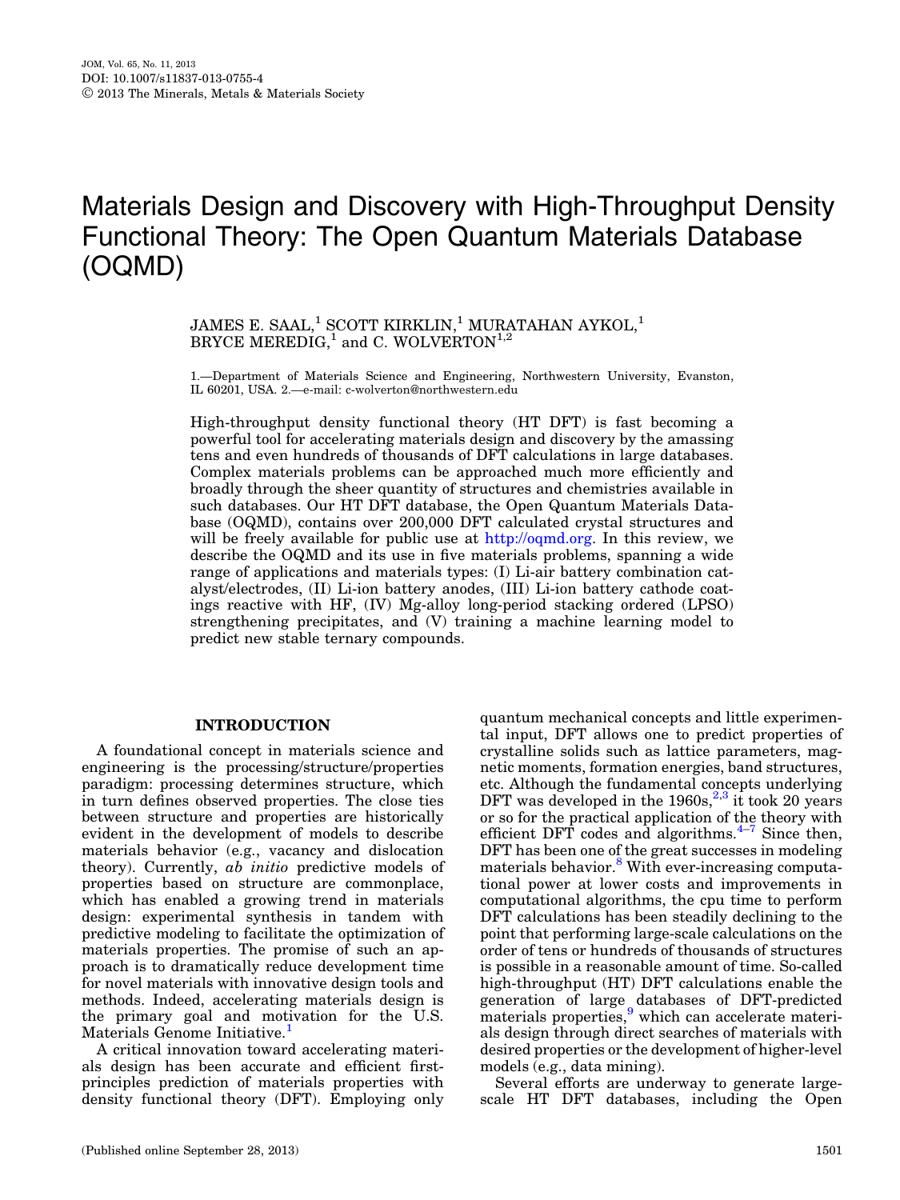# Materials Design and Discovery with High-Throughput Density Functional Theory: The Open Quantum Materials Database (OQMD)

JAMES E. SAAL,[1] SCOTT KIRKLIN,[1] MURATAHAN AYKOL,[1] BRYCE MEREDIG,[1] and C. WOLVERTON[1,2]

1.—Department of Materials Science and Engineering, Northwestern University, Evanston, IL 60201, USA. 2.—e-mail: c-wolverton@northwestern.edu

High-throughput density functional theory (HT DFT) is fast becoming a powerful tool for accelerating materials design and discovery by the amassing tens and even hundreds of thousands of DFT calculations in large databases. Complex materials problems can be approached much more efficiently and broadly through the sheer quantity of structures and chemistries available in such databases. Our HT DFT database, the Open Quantum Materials Database (OQMD), contains over 200,000 DFT calculated crystal structures and will be freely available for public use at http://oqmd.org. In this review, we describe the OQMD and its use in five materials problems, spanning a wide range of applications and materials types: (I) Li-air battery combination catalyst/electrodes, (II) Li-ion battery anodes, (III) Li-ion battery cathode coatings reactive with HF, (IV) Mg-alloy long-period stacking ordered (LPSO) strengthening precipitates, and (V) training a machine learning model to predict new stable ternary compounds.

## INTRODUCTION

A foundational concept in materials science and engineering is the processing/structure/properties paradigm: processing determines structure, which in turn defines observed properties. The close ties between structure and properties are historically evident in the development of models to describe materials behavior (e.g., vacancy and dislocation theory). Currently, *ab initio* predictive models of properties based on structure are commonplace, which has enabled a growing trend in materials design: experimental synthesis in tandem with predictive modeling to facilitate the optimization of materials properties. The promise of such an approach is to dramatically reduce development time for novel materials with innovative design tools and methods. Indeed, accelerating materials design is the primary goal and motivation for the U.S. Materials Genome Initiative.[1]

A critical innovation toward accelerating materials design has been accurate and efficient first-principles prediction of materials properties with density functional theory (DFT). Employing only quantum mechanical concepts and little experimental input, DFT allows one to predict properties of crystalline solids such as lattice parameters, magnetic moments, formation energies, band structures, etc. Although the fundamental concepts underlying DFT was developed in the 1960s,[2,3] it took 20 years or so for the practical application of the theory with efficient DFT codes and algorithms.[4–7] Since then, DFT has been one of the great successes in modeling materials behavior.[8] With ever-increasing computational power at lower costs and improvements in computational algorithms, the cpu time to perform DFT calculations has been steadily declining to the point that performing large-scale calculations on the order of tens or hundreds of thousands of structures is possible in a reasonable amount of time. So-called high-throughput (HT) DFT calculations enable the generation of large databases of DFT-predicted materials properties,[9] which can accelerate materials design through direct searches of materials with desired properties or the development of higher-level models (e.g., data mining).

Several efforts are underway to generate large-scale HT DFT databases, including the Open

(Published online September 28, 2013)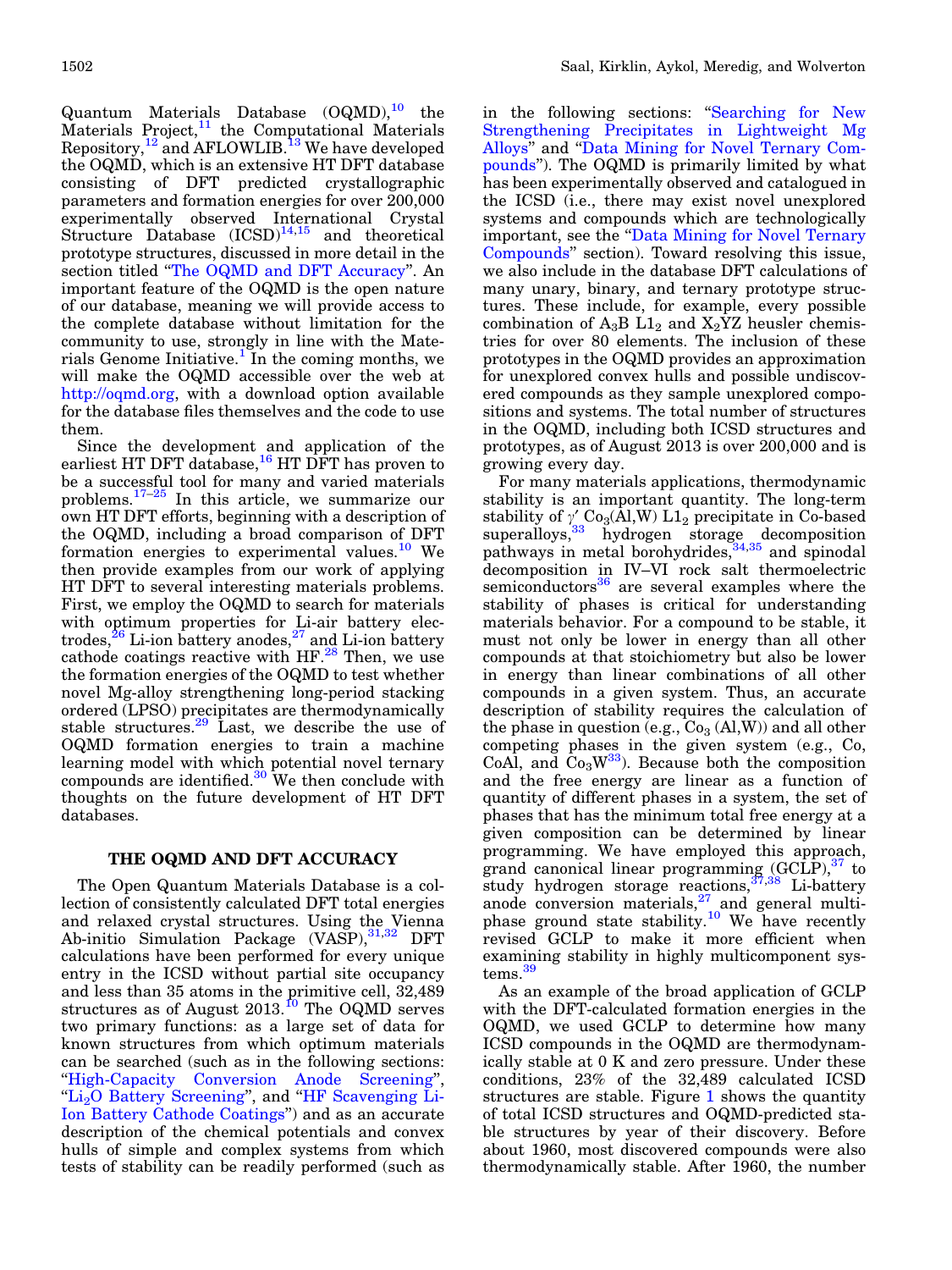Quantum Materials Database (OQMD),[10] the Materials Project,[11] the Computational Materials Repository,[12] and AFLOWLIB.[13] We have developed the OQMD, which is an extensive HT DFT database consisting of DFT predicted crystallographic parameters and formation energies for over 200,000 experimentally observed International Crystal Structure Database (ICSD)[14,15] and theoretical prototype structures, discussed in more detail in the section titled "The OQMD and DFT Accuracy". An important feature of the OQMD is the open nature of our database, meaning we will provide access to the complete database without limitation for the community to use, strongly in line with the Materials Genome Initiative.[1] In the coming months, we will make the OQMD accessible over the web at http://oqmd.org, with a download option available for the database files themselves and the code to use them.

Since the development and application of the earliest HT DFT database,[16] HT DFT has proven to be a successful tool for many and varied materials problems.[17–25] In this article, we summarize our own HT DFT efforts, beginning with a description of the OQMD, including a broad comparison of DFT formation energies to experimental values.[10] We then provide examples from our work of applying HT DFT to several interesting materials problems. First, we employ the OQMD to search for materials with optimum properties for Li-air battery electrodes,[26] Li-ion battery anodes,[27] and Li-ion battery cathode coatings reactive with HF.[28] Then, we use the formation energies of the OQMD to test whether novel Mg-alloy strengthening long-period stacking ordered (LPSO) precipitates are thermodynamically stable structures.[29] Last, we describe the use of OQMD formation energies to train a machine learning model with which potential novel ternary compounds are identified.[30] We then conclude with thoughts on the future development of HT DFT databases.

## THE OQMD AND DFT ACCURACY

The Open Quantum Materials Database is a collection of consistently calculated DFT total energies and relaxed crystal structures. Using the Vienna Ab-initio Simulation Package (VASP),[31,32] DFT calculations have been performed for every unique entry in the ICSD without partial site occupancy and less than 35 atoms in the primitive cell, 32,489 structures as of August 2013.[10] The OQMD serves two primary functions: as a large set of data for known structures from which optimum materials can be searched (such as in the following sections: "High-Capacity Conversion Anode Screening", "$Li_2O$ Battery Screening", and "HF Scavenging Li-Ion Battery Cathode Coatings") and as an accurate description of the chemical potentials and convex hulls of simple and complex systems from which tests of stability can be readily performed (such as in the following sections: "Searching for New Strengthening Precipitates in Lightweight Mg Alloys" and "Data Mining for Novel Ternary Compounds"). The OQMD is primarily limited by what has been experimentally observed and catalogued in the ICSD (i.e., there may exist novel unexplored systems and compounds which are technologically important, see the "Data Mining for Novel Ternary Compounds" section). Toward resolving this issue, we also include in the database DFT calculations of many unary, binary, and ternary prototype structures. These include, for example, every possible combination of $A_3B$ $L1_2$ and $X_2YZ$ heusler chemistries for over 80 elements. The inclusion of these prototypes in the OQMD provides an approximation for unexplored convex hulls and possible undiscovered compounds as they sample unexplored compositions and systems. The total number of structures in the OQMD, including both ICSD structures and prototypes, as of August 2013 is over 200,000 and is growing every day.

For many materials applications, thermodynamic stability is an important quantity. The long-term stability of $\gamma'$ $Co_3(Al,W)$ $L1_2$ precipitate in Co-based superalloys,[33] hydrogen storage decomposition pathways in metal borohydrides,[34,35] and spinodal decomposition in IV–VI rock salt thermoelectric semiconductors[36] are several examples where the stability of phases is critical for understanding materials behavior. For a compound to be stable, it must not only be lower in energy than all other compounds at that stoichiometry but also be lower in energy than linear combinations of all other compounds in a given system. Thus, an accurate description of stability requires the calculation of the phase in question (e.g., $Co_3$ (Al,W)) and all other competing phases in the given system (e.g., Co, CoAl, and $Co_3W$[33]). Because both the composition and the free energy are linear as a function of quantity of different phases in a system, the set of phases that has the minimum total free energy at a given composition can be determined by linear programming. We have employed this approach, grand canonical linear programming (GCLP),[37] to study hydrogen storage reactions,[37,38] Li-battery anode conversion materials,[27] and general multiphase ground state stability.[10] We have recently revised GCLP to make it more efficient when examining stability in highly multicomponent systems.[39]

As an example of the broad application of GCLP with the DFT-calculated formation energies in the OQMD, we used GCLP to determine how many ICSD compounds in the OQMD are thermodynamically stable at 0 K and zero pressure. Under these conditions, 23% of the 32,489 calculated ICSD structures are stable. Figure 1 shows the quantity of total ICSD structures and OQMD-predicted stable structures by year of their discovery. Before about 1960, most discovered compounds were also thermodynamically stable. After 1960, the number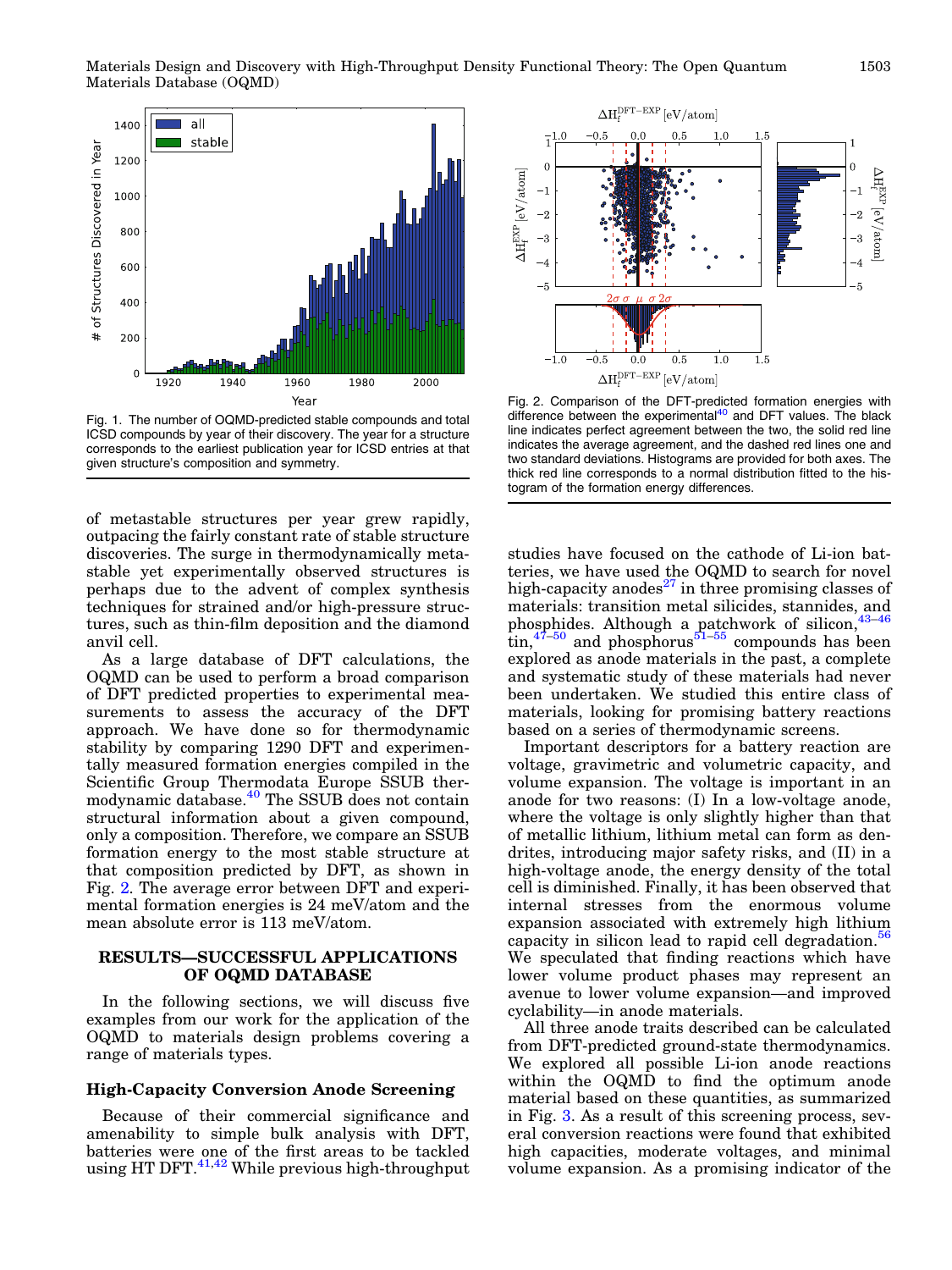Fig. 1. The number of OQMD-predicted stable compounds and total ICSD compounds by year of their discovery. The year for a structure corresponds to the earliest publication year for ICSD entries at that given structure's composition and symmetry.

Fig. 2. Comparison of the DFT-predicted formation energies with difference between the experimental[40] and DFT values. The black line indicates perfect agreement between the two, the solid red line indicates the average agreement, and the dashed red lines one and two standard deviations. Histograms are provided for both axes. The thick red line corresponds to a normal distribution fitted to the histogram of the formation energy differences.

of metastable structures per year grew rapidly, outpacing the fairly constant rate of stable structure discoveries. The surge in thermodynamically metastable yet experimentally observed structures is perhaps due to the advent of complex synthesis techniques for strained and/or high-pressure structures, such as thin-film deposition and the diamond anvil cell.

As a large database of DFT calculations, the OQMD can be used to perform a broad comparison of DFT predicted properties to experimental measurements to assess the accuracy of the DFT approach. We have done so for thermodynamic stability by comparing 1290 DFT and experimentally measured formation energies compiled in the Scientific Group Thermodata Europe SSUB thermodynamic database.[40] The SSUB does not contain structural information about a given compound, only a composition. Therefore, we compare an SSUB formation energy to the most stable structure at that composition predicted by DFT, as shown in Fig. 2. The average error between DFT and experimental formation energies is 24 meV/atom and the mean absolute error is 113 meV/atom.

## RESULTS—SUCCESSFUL APPLICATIONS OF OQMD DATABASE

In the following sections, we will discuss five examples from our work for the application of the OQMD to materials design problems covering a range of materials types.

### High-Capacity Conversion Anode Screening

Because of their commercial significance and amenability to simple bulk analysis with DFT, batteries were one of the first areas to be tackled using HT DFT.[41,42] While previous high-throughput studies have focused on the cathode of Li-ion batteries, we have used the OQMD to search for novel high-capacity anodes[27] in three promising classes of materials: transition metal silicides, stannides, and phosphides. Although a patchwork of silicon,[43–46] tin,[47–50] and phosphorus[51–55] compounds has been explored as anode materials in the past, a complete and systematic study of these materials had never been undertaken. We studied this entire class of materials, looking for promising battery reactions based on a series of thermodynamic screens.

Important descriptors for a battery reaction are voltage, gravimetric and volumetric capacity, and volume expansion. The voltage is important in an anode for two reasons: (I) In a low-voltage anode, where the voltage is only slightly higher than that of metallic lithium, lithium metal can form as dendrites, introducing major safety risks, and (II) in a high-voltage anode, the energy density of the total cell is diminished. Finally, it has been observed that internal stresses from the enormous volume expansion associated with extremely high lithium capacity in silicon lead to rapid cell degradation.[56] We speculated that finding reactions which have lower volume product phases may represent an avenue to lower volume expansion—and improved cyclability—in anode materials.

All three anode traits described can be calculated from DFT-predicted ground-state thermodynamics. We explored all possible Li-ion anode reactions within the OQMD to find the optimum anode material based on these quantities, as summarized in Fig. 3. As a result of this screening process, several conversion reactions were found that exhibited high capacities, moderate voltages, and minimal volume expansion. As a promising indicator of the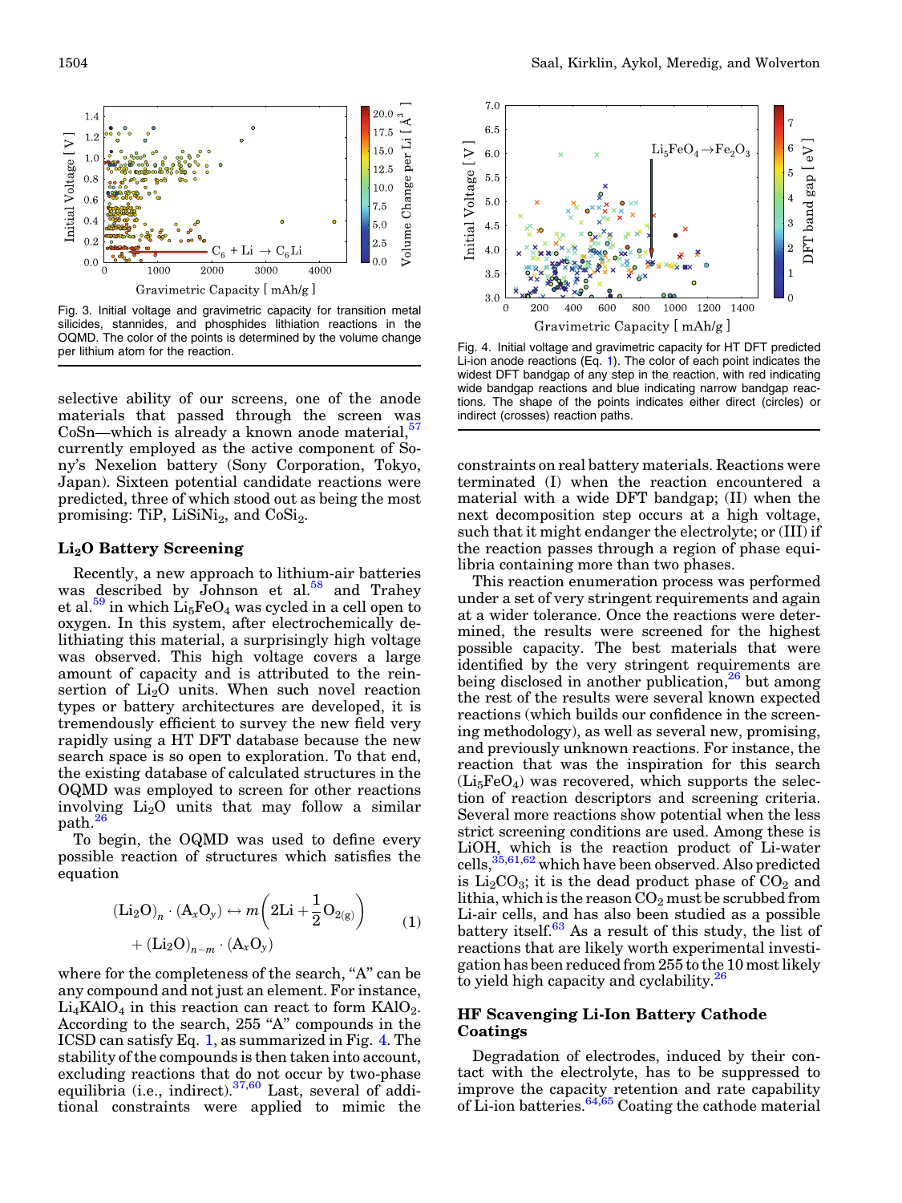Fig. 3. Initial voltage and gravimetric capacity for transition metal silicides, stannides, and phosphides lithiation reactions in the OQMD. The color of the points is determined by the volume change per lithium atom for the reaction.

selective ability of our screens, one of the anode materials that passed through the screen was CoSn—which is already a known anode material,[57] currently employed as the active component of Sony's Nexelion battery (Sony Corporation, Tokyo, Japan). Sixteen potential candidate reactions were predicted, three of which stood out as being the most promising: TiP, $LiSiNi_2$, and $CoSi_2$.

## $Li_2O$ Battery Screening

Recently, a new approach to lithium-air batteries was described by Johnson et al.[58] and Trahey et al.[59] in which $Li_5FeO_4$ was cycled in a cell open to oxygen. In this system, after electrochemically delithiating this material, a surprisingly high voltage was observed. This high voltage covers a large amount of capacity and is attributed to the reinsertion of $Li_2O$ units. When such novel reaction types or battery architectures are developed, it is tremendously efficient to survey the new field very rapidly using a HT DFT database because the new search space is so open to exploration. To that end, the existing database of calculated structures in the OQMD was employed to screen for other reactions involving $Li_2O$ units that may follow a similar path.[26]

To begin, the OQMD was used to define every possible reaction of structures which satisfies the equation

$$(Li_2O)_n \cdot (A_xO_y) \leftrightarrow m\left(2Li + \frac{1}{2}O_{2(g)}\right) + (Li_2O)_{n-m} \cdot (A_xO_y) \quad (1)$$

where for the completeness of the search, "A" can be any compound and not just an element. For instance, $Li_4KAlO_4$ in this reaction can react to form $KAlO_2$. According to the search, 255 "A" compounds in the ICSD can satisfy Eq. 1, as summarized in Fig. 4. The stability of the compounds is then taken into account, excluding reactions that do not occur by two-phase equilibria (i.e., indirect).[37,60] Last, several of additional constraints were applied to mimic the constraints on real battery materials. Reactions were terminated (I) when the reaction encountered a material with a wide DFT bandgap; (II) when the next decomposition step occurs at a high voltage, such that it might endanger the electrolyte; or (III) if the reaction passes through a region of phase equilibria containing more than two phases.

Fig. 4. Initial voltage and gravimetric capacity for HT DFT predicted Li-ion anode reactions (Eq. 1). The color of each point indicates the widest DFT bandgap of any step in the reaction, with red indicating wide bandgap reactions and blue indicating narrow bandgap reactions. The shape of the points indicates either direct (circles) or indirect (crosses) reaction paths.

This reaction enumeration process was performed under a set of very stringent requirements and again at a wider tolerance. Once the reactions were determined, the results were screened for the highest possible capacity. The best materials that were identified by the very stringent requirements are being disclosed in another publication,[26] but among the rest of the results were several known expected reactions (which builds our confidence in the screening methodology), as well as several new, promising, and previously unknown reactions. For instance, the reaction that was the inspiration for this search ($Li_5FeO_4$) was recovered, which supports the selection of reaction descriptors and screening criteria. Several more reactions show potential when the less strict screening conditions are used. Among these is LiOH, which is the reaction product of Li-water cells,[35,61,62] which have been observed. Also predicted is $Li_2CO_3$; it is the dead product phase of $CO_2$ and lithia, which is the reason $CO_2$ must be scrubbed from Li-air cells, and has also been studied as a possible battery itself.[63] As a result of this study, the list of reactions that are likely worth experimental investigation has been reduced from 255 to the 10 most likely to yield high capacity and cyclability.[26]

## HF Scavenging Li-Ion Battery Cathode Coatings

Degradation of electrodes, induced by their contact with the electrolyte, has to be suppressed to improve the capacity retention and rate capability of Li-ion batteries.[64,65] Coating the cathode material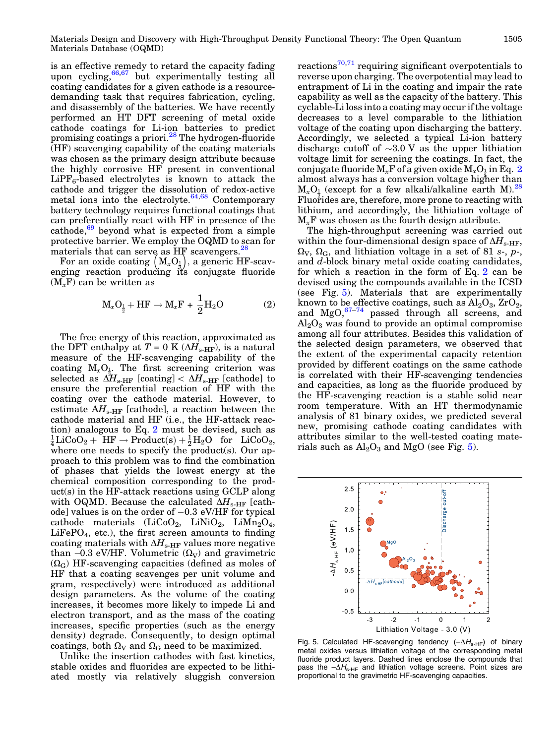is an effective remedy to retard the capacity fading upon cycling,[66,67] but experimentally testing all coating candidates for a given cathode is a resource-demanding task that requires fabrication, cycling, and disassembly of the batteries. We have recently performed an HT DFT screening of metal oxide cathode coatings for Li-ion batteries to predict promising coatings a priori.[28] The hydrogen-fluoride (HF) scavenging capability of the coating materials was chosen as the primary design attribute because the highly corrosive HF present in conventional $LiPF_6$-based electrolytes is known to attack the cathode and trigger the dissolution of redox-active metal ions into the electrolyte.[64,68] Contemporary battery technology requires functional coatings that can preferentially react with HF in presence of the cathode,[69] beyond what is expected from a simple protective barrier. We employ the OQMD to scan for materials that can serve as HF scavengers.[28]

For an oxide coating $\left(M_xO_{\frac{1}{2}}\right)$, a generic HF-scavenging reaction producing its conjugate fluoride ($M_xF$) can be written as

$$M_xO_{\frac{1}{2}} + HF \rightarrow M_xF + \frac{1}{2}H_2O \tag{2}$$

The free energy of this reaction, approximated as the DFT enthalpy at $T = 0$ K ($\Delta H_{\text{s-HF}}$), is a natural measure of the HF-scavenging capability of the coating $M_xO_{\frac{1}{2}}$. The first screening criterion was selected as $\Delta H_{\text{s-HF}}$ [coating] < $\Delta H_{\text{s-HF}}$ [cathode] to ensure the preferential reaction of HF with the coating over the cathode material. However, to estimate $\Delta H_{\text{s-HF}}$ [cathode], a reaction between the cathode material and HF (i.e., the HF-attack reaction) analogous to Eq. 2 must be devised, such as $\frac{1}{4}LiCoO_2 + HF \rightarrow \text{Product(s)} + \frac{1}{2}H_2O$ for $LiCoO_2$, where one needs to specify the product(s). Our approach to this problem was to find the combination of phases that yields the lowest energy at the chemical composition corresponding to the product(s) in the HF-attack reactions using GCLP along with OQMD. Because the calculated $\Delta H_{\text{s-HF}}$ [cathode] values is on the order of −0.3 eV/HF for typical cathode materials ($LiCoO_2$, $LiNiO_2$, $LiMn_2O_4$, $LiFePO_4$, etc.), the first screen amounts to finding coating materials with $\Delta H_{\text{s-HF}}$ values more negative than –0.3 eV/HF. Volumetric ($\Omega_V$) and gravimetric ($\Omega_G$) HF-scavenging capacities (defined as moles of HF that a coating scavenges per unit volume and gram, respectively) were introduced as additional design parameters. As the volume of the coating increases, it becomes more likely to impede Li and electron transport, and as the mass of the coating increases, specific properties (such as the energy density) degrade. Consequently, to design optimal coatings, both $\Omega_V$ and $\Omega_G$ need to be maximized.

Unlike the insertion cathodes with fast kinetics, stable oxides and fluorides are expected to be lithiated mostly via relatively sluggish conversion reactions[70,71] requiring significant overpotentials to reverse upon charging. The overpotential may lead to entrapment of Li in the coating and impair the rate capability as well as the capacity of the battery. This cyclable-Li loss into a coating may occur if the voltage decreases to a level comparable to the lithiation voltage of the coating upon discharging the battery. Accordingly, we selected a typical Li-ion battery discharge cutoff of ~3.0 V as the upper lithiation voltage limit for screening the coatings. In fact, the conjugate fluoride $M_xF$ of a given oxide $M_xO_{\frac{1}{2}}$ in Eq. 2 almost always has a conversion voltage higher than $M_xO_{\frac{1}{2}}$ (except for a few alkali/alkaline earth M).[28] Fluorides are, therefore, more prone to reacting with lithium, and accordingly, the lithiation voltage of $M_xF$ was chosen as the fourth design attribute.

The high-throughput screening was carried out within the four-dimensional design space of $\Delta H_{\text{s-HF}}$, $\Omega_V$, $\Omega_G$, and lithiation voltage in a set of 81 *s*-, *p*-, and *d*-block binary metal oxide coating candidates, for which a reaction in the form of Eq. 2 can be devised using the compounds available in the ICSD (see Fig. 5). Materials that are experimentally known to be effective coatings, such as $Al_2O_3$, $ZrO_2$, and MgO,[67–74] passed through all screens, and $Al_2O_3$ was found to provide an optimal compromise among all four attributes. Besides this validation of the selected design parameters, we observed that the extent of the experimental capacity retention provided by different coatings on the same cathode is correlated with their HF-scavenging tendencies and capacities, as long as the fluoride produced by the HF-scavenging reaction is a stable solid near room temperature. With an HT thermodynamic analysis of 81 binary oxides, we predicted several new, promising cathode coating candidates with attributes similar to the well-tested coating materials such as $Al_2O_3$ and MgO (see Fig. 5).

Fig. 5. Calculated HF-scavenging tendency ($-\Delta H_{\text{s-HF}}$) of binary metal oxides versus lithiation voltage of the corresponding metal fluoride product layers. Dashed lines enclose the compounds that pass the $-\Delta H_{\text{s-HF}}$ and lithiation voltage screens. Point sizes are proportional to the gravimetric HF-scavenging capacities.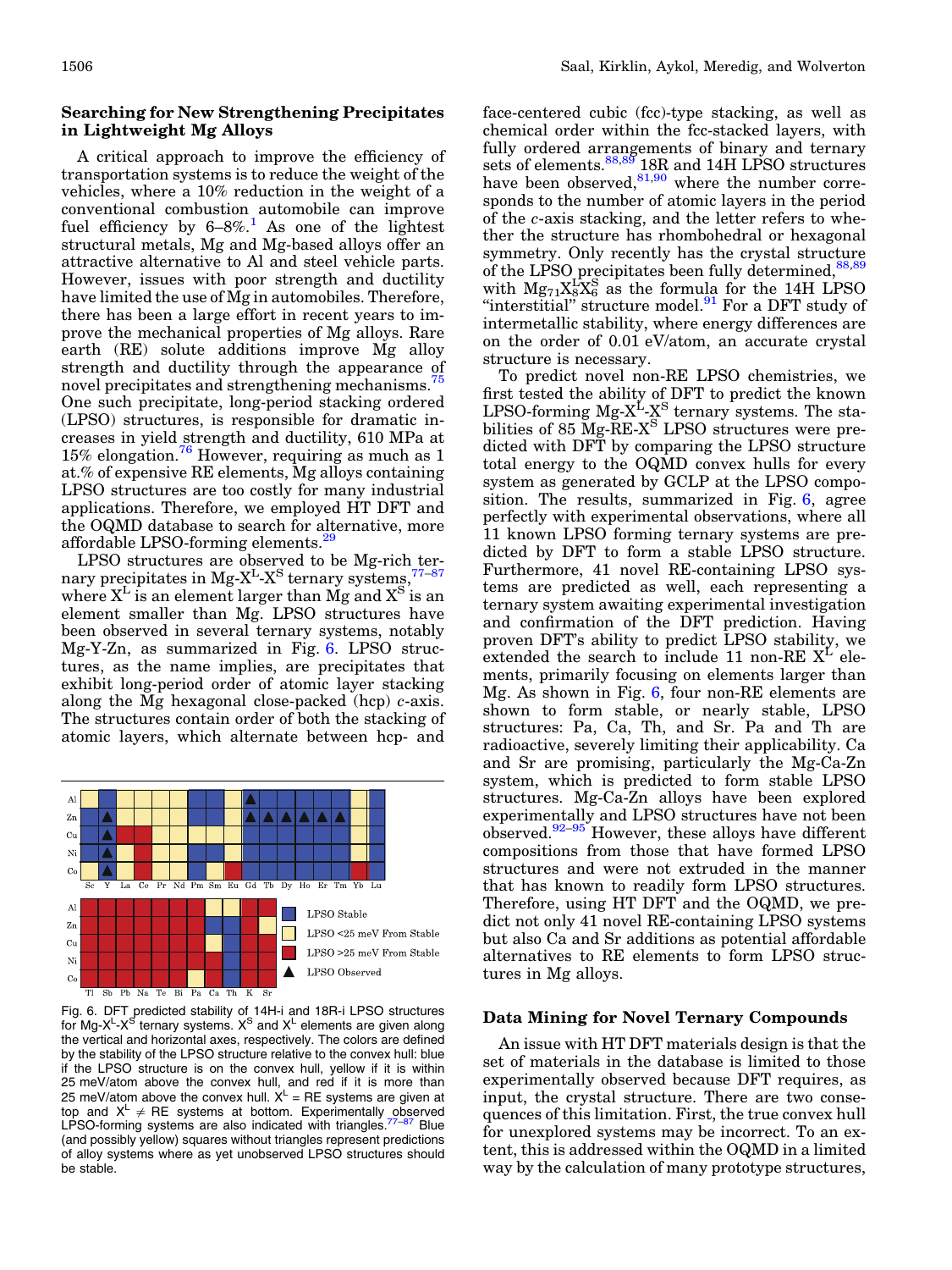## Searching for New Strengthening Precipitates in Lightweight Mg Alloys

A critical approach to improve the efficiency of transportation systems is to reduce the weight of the vehicles, where a 10% reduction in the weight of a conventional combustion automobile can improve fuel efficiency by 6–8%.[1] As one of the lightest structural metals, Mg and Mg-based alloys offer an attractive alternative to Al and steel vehicle parts. However, issues with poor strength and ductility have limited the use of Mg in automobiles. Therefore, there has been a large effort in recent years to improve the mechanical properties of Mg alloys. Rare earth (RE) solute additions improve Mg alloy strength and ductility through the appearance of novel precipitates and strengthening mechanisms.[75] One such precipitate, long-period stacking ordered (LPSO) structures, is responsible for dramatic increases in yield strength and ductility, 610 MPa at 15% elongation.[76] However, requiring as much as 1 at.% of expensive RE elements, Mg alloys containing LPSO structures are too costly for many industrial applications. Therefore, we employed HT DFT and the OQMD database to search for alternative, more affordable LPSO-forming elements.[29]

LPSO structures are observed to be Mg-rich ternary precipitates in Mg-$X^L$-$X^S$ ternary systems,[77–87] where $X^L$ is an element larger than Mg and $X^S$ is an element smaller than Mg. LPSO structures have been observed in several ternary systems, notably Mg-Y-Zn, as summarized in Fig. 6. LPSO structures, as the name implies, are precipitates that exhibit long-period order of atomic layer stacking along the Mg hexagonal close-packed (hcp) *c*-axis. The structures contain order of both the stacking of atomic layers, which alternate between hcp- and face-centered cubic (fcc)-type stacking, as well as chemical order within the fcc-stacked layers, with fully ordered arrangements of binary and ternary sets of elements.[88,89] 18R and 14H LPSO structures have been observed,[81,90] where the number corresponds to the number of atomic layers in the period of the *c*-axis stacking, and the letter refers to whether the structure has rhombohedral or hexagonal symmetry. Only recently has the crystal structure of the LPSO precipitates been fully determined,[88,89] with $Mg_{71}X^L_8X^S_6$ as the formula for the 14H LPSO "interstitial" structure model.[91] For a DFT study of intermetallic stability, where energy differences are on the order of 0.01 eV/atom, an accurate crystal structure is necessary.

Fig. 6. DFT predicted stability of 14H-i and 18R-i LPSO structures for Mg-$X^L$-$X^S$ ternary systems. $X^S$ and $X^L$ elements are given along the vertical and horizontal axes, respectively. The colors are defined by the stability of the LPSO structure relative to the convex hull: blue if the LPSO structure is on the convex hull, yellow if it is within 25 meV/atom above the convex hull, and red if it is more than 25 meV/atom above the convex hull. $X^L$ = RE systems are given at top and $X^L \neq$ RE systems at bottom. Experimentally observed LPSO-forming systems are also indicated with triangles.[77–87] Blue (and possibly yellow) squares without triangles represent predictions of alloy systems where as yet unobserved LPSO structures should be stable.

To predict novel non-RE LPSO chemistries, we first tested the ability of DFT to predict the known LPSO-forming Mg-$X^L$-$X^S$ ternary systems. The stabilities of 85 Mg-RE-$X^S$ LPSO structures were predicted with DFT by comparing the LPSO structure total energy to the OQMD convex hulls for every system as generated by GCLP at the LPSO composition. The results, summarized in Fig. 6, agree perfectly with experimental observations, where all 11 known LPSO forming ternary systems are predicted by DFT to form a stable LPSO structure. Furthermore, 41 novel RE-containing LPSO systems are predicted as well, each representing a ternary system awaiting experimental investigation and confirmation of the DFT prediction. Having proven DFT's ability to predict LPSO stability, we extended the search to include 11 non-RE $X^L$ elements, primarily focusing on elements larger than Mg. As shown in Fig. 6, four non-RE elements are shown to form stable, or nearly stable, LPSO structures: Pa, Ca, Th, and Sr. Pa and Th are radioactive, severely limiting their applicability. Ca and Sr are promising, particularly the Mg-Ca-Zn system, which is predicted to form stable LPSO structures. Mg-Ca-Zn alloys have been explored experimentally and LPSO structures have not been observed.[92–95] However, these alloys have different compositions from those that have formed LPSO structures and were not extruded in the manner that has known to readily form LPSO structures. Therefore, using HT DFT and the OQMD, we predict not only 41 novel RE-containing LPSO systems but also Ca and Sr additions as potential affordable alternatives to RE elements to form LPSO structures in Mg alloys.

## Data Mining for Novel Ternary Compounds

An issue with HT DFT materials design is that the set of materials in the database is limited to those experimentally observed because DFT requires, as input, the crystal structure. There are two consequences of this limitation. First, the true convex hull for unexplored systems may be incorrect. To an extent, this is addressed within the OQMD in a limited way by the calculation of many prototype structures,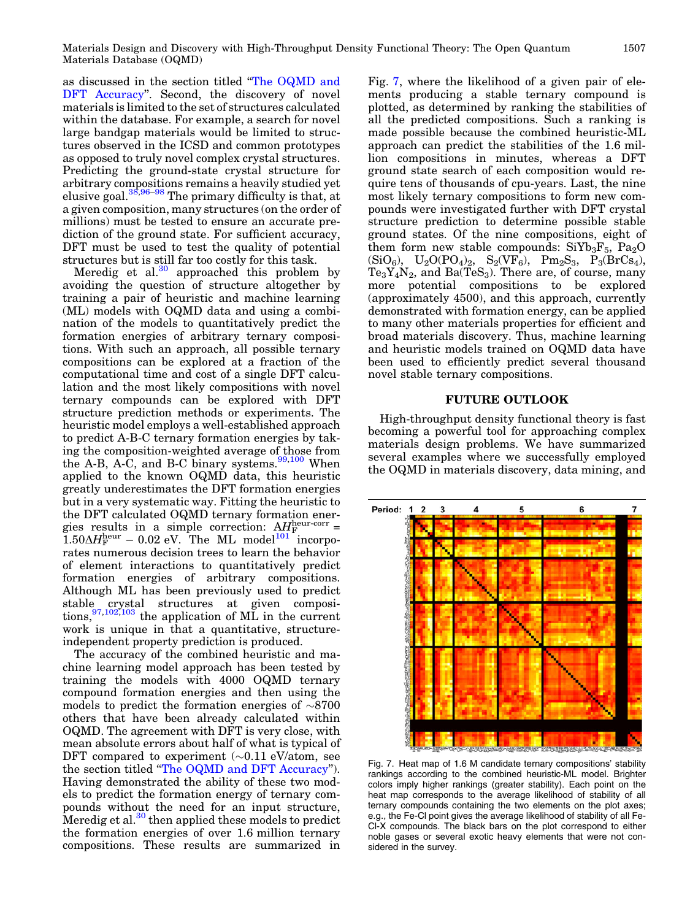as discussed in the section titled "The OQMD and DFT Accuracy". Second, the discovery of novel materials is limited to the set of structures calculated within the database. For example, a search for novel large bandgap materials would be limited to structures observed in the ICSD and common prototypes as opposed to truly novel complex crystal structures. Predicting the ground-state crystal structure for arbitrary compositions remains a heavily studied yet elusive goal.[38,96–98] The primary difficulty is that, at a given composition, many structures (on the order of millions) must be tested to ensure an accurate prediction of the ground state. For sufficient accuracy, DFT must be used to test the quality of potential structures but is still far too costly for this task.

Meredig et al.[30] approached this problem by avoiding the question of structure altogether by training a pair of heuristic and machine learning (ML) models with OQMD data and using a combination of the models to quantitatively predict the formation energies of arbitrary ternary compositions. With such an approach, all possible ternary compositions can be explored at a fraction of the computational time and cost of a single DFT calculation and the most likely compositions with novel ternary compounds can be explored with DFT structure prediction methods or experiments. The heuristic model employs a well-established approach to predict A-B-C ternary formation energies by taking the composition-weighted average of those from the A-B, A-C, and B-C binary systems.[99,100] When applied to the known OQMD data, this heuristic greatly underestimates the DFT formation energies but in a very systematic way. Fitting the heuristic to the DFT calculated OQMD ternary formation energies results in a simple correction: $\Delta H_F^{\text{heur-corr}} = 1.50\Delta H_F^{\text{heur}} - 0.02$ eV. The ML model[101] incorporates numerous decision trees to learn the behavior of element interactions to quantitatively predict formation energies of arbitrary compositions. Although ML has been previously used to predict stable crystal structures at given compositions,[97,102,103] the application of ML in the current work is unique in that a quantitative, structure-independent property prediction is produced.

The accuracy of the combined heuristic and machine learning model approach has been tested by training the models with 4000 OQMD ternary compound formation energies and then using the models to predict the formation energies of ~8700 others that have been already calculated within OQMD. The agreement with DFT is very close, with mean absolute errors about half of what is typical of DFT compared to experiment (~0.11 eV/atom, see the section titled "The OQMD and DFT Accuracy"). Having demonstrated the ability of these two models to predict the formation energy of ternary compounds without the need for an input structure, Meredig et al.[30] then applied these models to predict the formation energies of over 1.6 million ternary compositions. These results are summarized in Fig. 7, where the likelihood of a given pair of elements producing a stable ternary compound is plotted, as determined by ranking the stabilities of all the predicted compositions. Such a ranking is made possible because the combined heuristic-ML approach can predict the stabilities of the 1.6 million compositions in minutes, whereas a DFT ground state search of each composition would require tens of thousands of cpu-years. Last, the nine most likely ternary compositions to form new compounds were investigated further with DFT crystal structure prediction to determine possible stable ground states. Of the nine compositions, eight of them form new stable compounds: $SiYb_3F_5$, $Pa_2O(SiO_6)$, $U_2O(PO_4)_2$, $S_2(VF_6)$, $Pm_2S_3$, $P_3(BrCs_4)$, $Te_3Y_4N_2$, and $Ba(TeS_3)$. There are, of course, many more potential compositions to be explored (approximately 4500), and this approach, currently demonstrated with formation energy, can be applied to many other materials properties for efficient and broad materials discovery. Thus, machine learning and heuristic models trained on OQMD data have been used to efficiently predict several thousand novel stable ternary compositions.

Fig. 7. Heat map of 1.6 M candidate ternary compositions' stability rankings according to the combined heuristic-ML model. Brighter colors imply higher rankings (greater stability). Each point on the heat map corresponds to the average likelihood of stability of all ternary compounds containing the two elements on the plot axes; e.g., the Fe-Cl point gives the average likelihood of stability of all Fe-Cl-X compounds. The black bars on the plot correspond to either noble gases or several exotic heavy elements that were not considered in the survey.

## FUTURE OUTLOOK

High-throughput density functional theory is fast becoming a powerful tool for approaching complex materials design problems. We have summarized several examples where we successfully employed the OQMD in materials discovery, data mining, and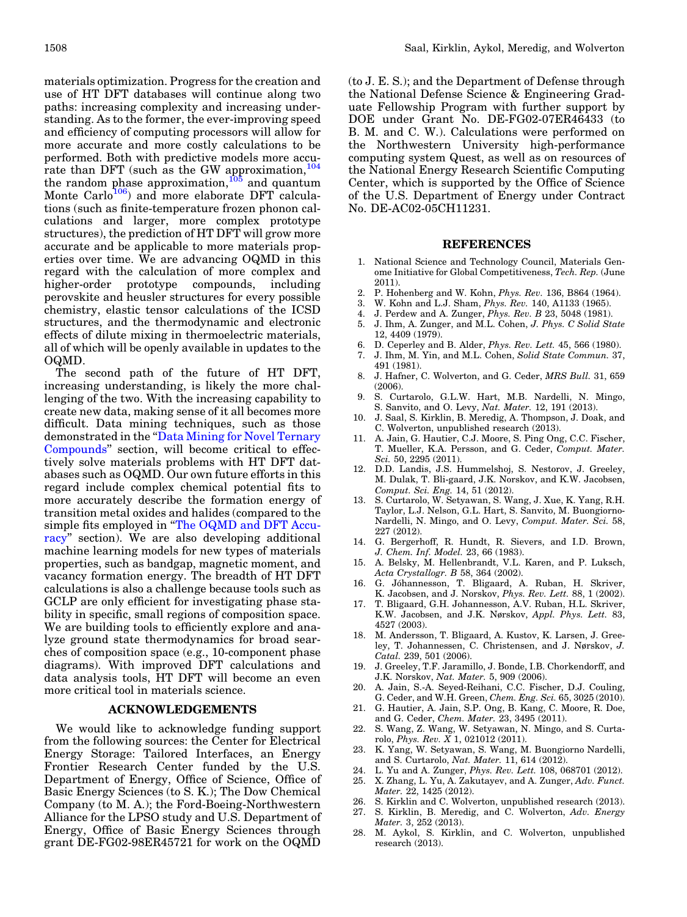materials optimization. Progress for the creation and use of HT DFT databases will continue along two paths: increasing complexity and increasing understanding. As to the former, the ever-improving speed and efficiency of computing processors will allow for more accurate and more costly calculations to be performed. Both with predictive models more accurate than DFT (such as the GW approximation,[104] the random phase approximation,[105] and quantum Monte Carlo[106]) and more elaborate DFT calculations (such as finite-temperature frozen phonon calculations and larger, more complex prototype structures), the prediction of HT DFT will grow more accurate and be applicable to more materials properties over time. We are advancing OQMD in this regard with the calculation of more complex and higher-order prototype compounds, including perovskite and heusler structures for every possible chemistry, elastic tensor calculations of the ICSD structures, and the thermodynamic and electronic effects of dilute mixing in thermoelectric materials, all of which will be openly available in updates to the OQMD.

The second path of the future of HT DFT, increasing understanding, is likely the more challenging of the two. With the increasing capability to create new data, making sense of it all becomes more difficult. Data mining techniques, such as those demonstrated in the "Data Mining for Novel Ternary Compounds" section, will become critical to effectively solve materials problems with HT DFT databases such as OQMD. Our own future efforts in this regard include complex chemical potential fits to more accurately describe the formation energy of transition metal oxides and halides (compared to the simple fits employed in "The OQMD and DFT Accuracy" section). We are also developing additional machine learning models for new types of materials properties, such as bandgap, magnetic moment, and vacancy formation energy. The breadth of HT DFT calculations is also a challenge because tools such as GCLP are only efficient for investigating phase stability in specific, small regions of composition space. We are building tools to efficiently explore and analyze ground state thermodynamics for broad searches of composition space (e.g., 10-component phase diagrams). With improved DFT calculations and data analysis tools, HT DFT will become an even more critical tool in materials science.

## ACKNOWLEDGEMENTS

We would like to acknowledge funding support from the following sources: the Center for Electrical Energy Storage: Tailored Interfaces, an Energy Frontier Research Center funded by the U.S. Department of Energy, Office of Science, Office of Basic Energy Sciences (to S. K.); The Dow Chemical Company (to M. A.); the Ford-Boeing-Northwestern Alliance for the LPSO study and U.S. Department of Energy, Office of Basic Energy Sciences through grant DE-FG02-98ER45721 for work on the OQMD (to J. E. S.); and the Department of Defense through the National Defense Science & Engineering Graduate Fellowship Program with further support by DOE under Grant No. DE-FG02-07ER46433 (to B. M. and C. W.). Calculations were performed on the Northwestern University high-performance computing system Quest, as well as on resources of the National Energy Research Scientific Computing Center, which is supported by the Office of Science of the U.S. Department of Energy under Contract No. DE-AC02-05CH11231.

## REFERENCES

1. National Science and Technology Council, Materials Genome Initiative for Global Competitiveness, *Tech. Rep.* (June 2011).
2. P. Hohenberg and W. Kohn, *Phys. Rev.* 136, B864 (1964).
3. W. Kohn and L.J. Sham, *Phys. Rev.* 140, A1133 (1965).
4. J. Perdew and A. Zunger, *Phys. Rev. B* 23, 5048 (1981).
5. J. Ihm, A. Zunger, and M.L. Cohen, *J. Phys. C Solid State* 12, 4409 (1979).
6. D. Ceperley and B. Alder, *Phys. Rev. Lett.* 45, 566 (1980).
7. J. Ihm, M. Yin, and M.L. Cohen, *Solid State Commun.* 37, 491 (1981).
8. J. Hafner, C. Wolverton, and G. Ceder, *MRS Bull.* 31, 659 (2006).
9. S. Curtarolo, G.L.W. Hart, M.B. Nardelli, N. Mingo, S. Sanvito, and O. Levy, *Nat. Mater.* 12, 191 (2013).
10. J. Saal, S. Kirklin, B. Meredig, A. Thompson, J. Doak, and C. Wolverton, unpublished research (2013).
11. A. Jain, G. Hautier, C.J. Moore, S. Ping Ong, C.C. Fischer, T. Mueller, K.A. Persson, and G. Ceder, *Comput. Mater. Sci.* 50, 2295 (2011).
12. D.D. Landis, J.S. Hummelshoj, S. Nestorov, J. Greeley, M. Dulak, T. Bli-gaard, J.K. Norskov, and K.W. Jacobsen, *Comput. Sci. Eng.* 14, 51 (2012).
13. S. Curtarolo, W. Setyawan, S. Wang, J. Xue, K. Yang, R.H. Taylor, L.J. Nelson, G.L. Hart, S. Sanvito, M. Buongiorno-Nardelli, N. Mingo, and O. Levy, *Comput. Mater. Sci.* 58, 227 (2012).
14. G. Bergerhoff, R. Hundt, R. Sievers, and I.D. Brown, *J. Chem. Inf. Model.* 23, 66 (1983).
15. A. Belsky, M. Hellenbrandt, V.L. Karen, and P. Luksch, *Acta Crystallogr. B* 58, 364 (2002).
16. G. Jóhannesson, T. Bligaard, A. Ruban, H. Skriver, K. Jacobsen, and J. Norskov, *Phys. Rev. Lett.* 88, 1 (2002).
17. T. Bligaard, G.H. Johannesson, A.V. Ruban, H.L. Skriver, K.W. Jacobsen, and J.K. Nørskov, *Appl. Phys. Lett.* 83, 4527 (2003).
18. M. Andersson, T. Bligaard, A. Kustov, K. Larsen, J. Greeley, T. Johannessen, C. Christensen, and J. Nørskov, *J. Catal.* 239, 501 (2006).
19. J. Greeley, T.F. Jaramillo, J. Bonde, I.B. Chorkendorff, and J.K. Norskov, *Nat. Mater.* 5, 909 (2006).
20. A. Jain, S.-A. Seyed-Reihani, C.C. Fischer, D.J. Couling, G. Ceder, and W.H. Green, *Chem. Eng. Sci.* 65, 3025 (2010).
21. G. Hautier, A. Jain, S.P. Ong, B. Kang, C. Moore, R. Doe, and G. Ceder, *Chem. Mater.* 23, 3495 (2011).
22. S. Wang, Z. Wang, W. Setyawan, N. Mingo, and S. Curtarolo, *Phys. Rev. X* 1, 021012 (2011).
23. K. Yang, W. Setyawan, S. Wang, M. Buongiorno Nardelli, and S. Curtarolo, *Nat. Mater.* 11, 614 (2012).
24. L. Yu and A. Zunger, *Phys. Rev. Lett.* 108, 068701 (2012).
25. X. Zhang, L. Yu, A. Zakutayev, and A. Zunger, *Adv. Funct. Mater.* 22, 1425 (2012).
26. S. Kirklin and C. Wolverton, unpublished research (2013).
27. S. Kirklin, B. Meredig, and C. Wolverton, *Adv. Energy Mater.* 3, 252 (2013).
28. M. Aykol, S. Kirklin, and C. Wolverton, unpublished research (2013).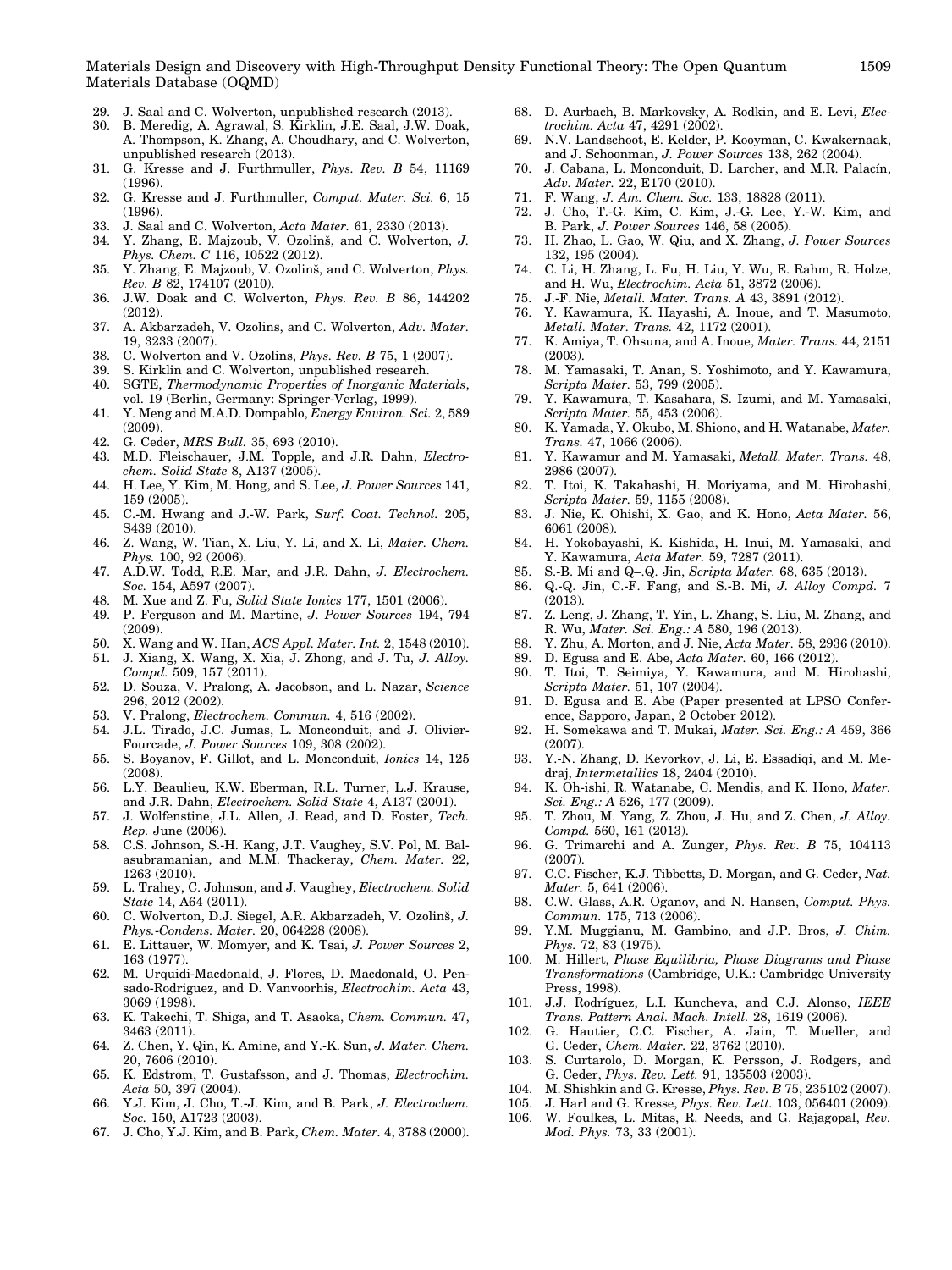29. J. Saal and C. Wolverton, unpublished research (2013).
30. B. Meredig, A. Agrawal, S. Kirklin, J.E. Saal, J.W. Doak, A. Thompson, K. Zhang, A. Choudhary, and C. Wolverton, unpublished research (2013).
31. G. Kresse and J. Furthmuller, *Phys. Rev. B* 54, 11169 (1996).
32. G. Kresse and J. Furthmuller, *Comput. Mater. Sci.* 6, 15 (1996).
33. J. Saal and C. Wolverton, *Acta Mater.* 61, 2330 (2013).
34. Y. Zhang, E. Majzoub, V. Ozoliņš, and C. Wolverton, *J. Phys. Chem. C* 116, 10522 (2012).
35. Y. Zhang, E. Majzoub, V. Ozoliņš, and C. Wolverton, *Phys. Rev. B* 82, 174107 (2010).
36. J.W. Doak and C. Wolverton, *Phys. Rev. B* 86, 144202 (2012).
37. A. Akbarzadeh, V. Ozolins, and C. Wolverton, *Adv. Mater.* 19, 3233 (2007).
38. C. Wolverton and V. Ozolins, *Phys. Rev. B* 75, 1 (2007).
39. S. Kirklin and C. Wolverton, unpublished research.
40. SGTE, *Thermodynamic Properties of Inorganic Materials*, vol. 19 (Berlin, Germany: Springer-Verlag, 1999).
41. Y. Meng and M.A.D. Dompablo, *Energy Environ. Sci.* 2, 589 (2009).
42. G. Ceder, *MRS Bull.* 35, 693 (2010).
43. M.D. Fleischauer, J.M. Topple, and J.R. Dahn, *Electrochem. Solid State* 8, A137 (2005).
44. H. Lee, Y. Kim, M. Hong, and S. Lee, *J. Power Sources* 141, 159 (2005).
45. C.-M. Hwang and J.-W. Park, *Surf. Coat. Technol.* 205, S439 (2010).
46. Z. Wang, W. Tian, X. Liu, Y. Li, and X. Li, *Mater. Chem. Phys.* 100, 92 (2006).
47. A.D.W. Todd, R.E. Mar, and J.R. Dahn, *J. Electrochem. Soc.* 154, A597 (2007).
48. M. Xue and Z. Fu, *Solid State Ionics* 177, 1501 (2006).
49. P. Ferguson and M. Martine, *J. Power Sources* 194, 794 (2009).
50. X. Wang and W. Han, *ACS Appl. Mater. Int.* 2, 1548 (2010).
51. J. Xiang, X. Wang, X. Xia, J. Zhong, and J. Tu, *J. Alloy. Compd.* 509, 157 (2011).
52. D. Souza, V. Pralong, A. Jacobson, and L. Nazar, *Science* 296, 2012 (2002).
53. V. Pralong, *Electrochem. Commun.* 4, 516 (2002).
54. J.L. Tirado, J.C. Jumas, L. Monconduit, and J. Olivier-Fourcade, *J. Power Sources* 109, 308 (2002).
55. S. Boyanov, F. Gillot, and L. Monconduit, *Ionics* 14, 125 (2008).
56. L.Y. Beaulieu, K.W. Eberman, R.L. Turner, L.J. Krause, and J.R. Dahn, *Electrochem. Solid State* 4, A137 (2001).
57. J. Wolfenstine, J.L. Allen, J. Read, and D. Foster, *Tech. Rep.* June (2006).
58. C.S. Johnson, S.-H. Kang, J.T. Vaughey, S.V. Pol, M. Balasubramanian, and M.M. Thackeray, *Chem. Mater.* 22, 1263 (2010).
59. L. Trahey, C. Johnson, and J. Vaughey, *Electrochem. Solid State* 14, A64 (2011).
60. C. Wolverton, D.J. Siegel, A.R. Akbarzadeh, V. Ozoliņš, *J. Phys.-Condens. Mater.* 20, 064228 (2008).
61. E. Littauer, W. Momyer, and K. Tsai, *J. Power Sources* 2, 163 (1977).
62. M. Urquidi-Macdonald, J. Flores, D. Macdonald, O. Pensado-Rodriguez, and D. Vanvoorhis, *Electrochim. Acta* 43, 3069 (1998).
63. K. Takechi, T. Shiga, and T. Asaoka, *Chem. Commun.* 47, 3463 (2011).
64. Z. Chen, Y. Qin, K. Amine, and Y.-K. Sun, *J. Mater. Chem.* 20, 7606 (2010).
65. K. Edstrom, T. Gustafsson, and J. Thomas, *Electrochim. Acta* 50, 397 (2004).
66. Y.J. Kim, J. Cho, T.-J. Kim, and B. Park, *J. Electrochem. Soc.* 150, A1723 (2003).
67. J. Cho, Y.J. Kim, and B. Park, *Chem. Mater.* 4, 3788 (2000).
68. D. Aurbach, B. Markovsky, A. Rodkin, and E. Levi, *Electrochim. Acta* 47, 4291 (2002).
69. N.V. Landschoot, E. Kelder, P. Kooyman, C. Kwakernaak, and J. Schoonman, *J. Power Sources* 138, 262 (2004).
70. J. Cabana, L. Monconduit, D. Larcher, and M.R. Palacín, *Adv. Mater.* 22, E170 (2010).
71. F. Wang, *J. Am. Chem. Soc.* 133, 18828 (2011).
72. J. Cho, T.-G. Kim, C. Kim, J.-G. Lee, Y.-W. Kim, and B. Park, *J. Power Sources* 146, 58 (2005).
73. H. Zhao, L. Gao, W. Qiu, and X. Zhang, *J. Power Sources* 132, 195 (2004).
74. C. Li, H. Zhang, L. Fu, H. Liu, Y. Wu, E. Rahm, R. Holze, and H. Wu, *Electrochim. Acta* 51, 3872 (2006).
75. J.-F. Nie, *Metall. Mater. Trans. A* 43, 3891 (2012).
76. Y. Kawamura, K. Hayashi, A. Inoue, and T. Masumoto, *Metall. Mater. Trans.* 42, 1172 (2001).
77. K. Amiya, T. Ohsuna, and A. Inoue, *Mater. Trans.* 44, 2151 (2003).
78. M. Yamasaki, T. Anan, S. Yoshimoto, and Y. Kawamura, *Scripta Mater.* 53, 799 (2005).
79. Y. Kawamura, T. Kasahara, S. Izumi, and M. Yamasaki, *Scripta Mater.* 55, 453 (2006).
80. K. Yamada, Y. Okubo, M. Shiono, and H. Watanabe, *Mater. Trans.* 47, 1066 (2006).
81. Y. Kawamur and M. Yamasaki, *Metall. Mater. Trans.* 48, 2986 (2007).
82. T. Itoi, K. Takahashi, H. Moriyama, and M. Hirohashi, *Scripta Mater.* 59, 1155 (2008).
83. J. Nie, K. Ohishi, X. Gao, and K. Hono, *Acta Mater.* 56, 6061 (2008).
84. H. Yokobayashi, K. Kishida, H. Inui, M. Yamasaki, and Y. Kawamura, *Acta Mater.* 59, 7287 (2011).
85. S.-B. Mi and Q–.Q. Jin, *Scripta Mater.* 68, 635 (2013).
86. Q.-Q. Jin, C.-F. Fang, and S.-B. Mi, *J. Alloy Compd.* 7 (2013).
87. Z. Leng, J. Zhang, T. Yin, L. Zhang, S. Liu, M. Zhang, and R. Wu, *Mater. Sci. Eng.: A* 580, 196 (2013).
88. Y. Zhu, A. Morton, and J. Nie, *Acta Mater.* 58, 2936 (2010).
89. D. Egusa and E. Abe, *Acta Mater.* 60, 166 (2012).
90. T. Itoi, T. Seimiya, Y. Kawamura, and M. Hirohashi, *Scripta Mater.* 51, 107 (2004).
91. D. Egusa and E. Abe (Paper presented at LPSO Conference, Sapporo, Japan, 2 October 2012).
92. H. Somekawa and T. Mukai, *Mater. Sci. Eng.: A* 459, 366 (2007).
93. Y.-N. Zhang, D. Kevorkov, J. Li, E. Essadiqi, and M. Medraj, *Intermetallics* 18, 2404 (2010).
94. K. Oh-ishi, R. Watanabe, C. Mendis, and K. Hono, *Mater. Sci. Eng.: A* 526, 177 (2009).
95. T. Zhou, M. Yang, Z. Zhou, J. Hu, and Z. Chen, *J. Alloy. Compd.* 560, 161 (2013).
96. G. Trimarchi and A. Zunger, *Phys. Rev. B* 75, 104113 (2007).
97. C.C. Fischer, K.J. Tibbetts, D. Morgan, and G. Ceder, *Nat. Mater.* 5, 641 (2006).
98. C.W. Glass, A.R. Oganov, and N. Hansen, *Comput. Phys. Commun.* 175, 713 (2006).
99. Y.M. Muggianu, M. Gambino, and J.P. Bros, *J. Chim. Phys.* 72, 83 (1975).
100. M. Hillert, *Phase Equilibria, Phase Diagrams and Phase Transformations* (Cambridge, U.K.: Cambridge University Press, 1998).
101. J.J. Rodríguez, L.I. Kuncheva, and C.J. Alonso, *IEEE Trans. Pattern Anal. Mach. Intell.* 28, 1619 (2006).
102. G. Hautier, C.C. Fischer, A. Jain, T. Mueller, and G. Ceder, *Chem. Mater.* 22, 3762 (2010).
103. S. Curtarolo, D. Morgan, K. Persson, J. Rodgers, and G. Ceder, *Phys. Rev. Lett.* 91, 135503 (2003).
104. M. Shishkin and G. Kresse, *Phys. Rev. B* 75, 235102 (2007).
105. J. Harl and G. Kresse, *Phys. Rev. Lett.* 103, 056401 (2009).
106. W. Foulkes, L. Mitas, R. Needs, and G. Rajagopal, *Rev. Mod. Phys.* 73, 33 (2001).